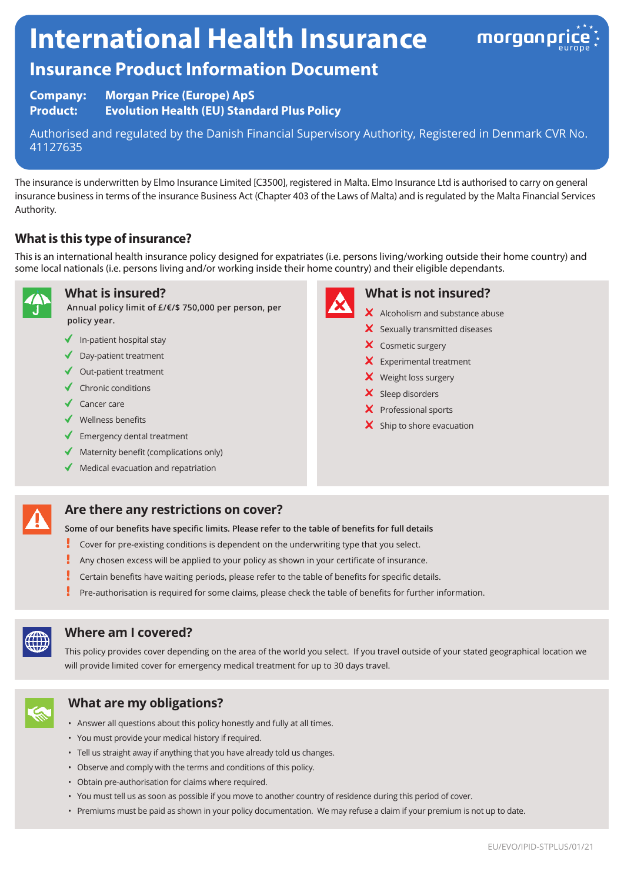# International Health Insurance

## Insurance Product Information Document

**Company:** **Morgan Price (Europe) ApS**
**Product:** **Evolution Health (EU) Standard Plus Policy**

Authorised and regulated by the Danish Financial Supervisory Authority, Registered in Denmark CVR No. 41127635

The insurance is underwritten by Elmo Insurance Limited [C3500], registered in Malta. Elmo Insurance Ltd is authorised to carry on general insurance business in terms of the insurance Business Act (Chapter 403 of the Laws of Malta) and is regulated by the Malta Financial Services Authority.

### What is this type of insurance?

This is an international health insurance policy designed for expatriates (i.e. persons living/working outside their home country) and some local nationals (i.e. persons living and/or working inside their home country) and their eligible dependants.

### What is insured?

**Annual policy limit of £/€/$ 750,000 per person, per policy year.**

- ✓ In-patient hospital stay
- ✓ Day-patient treatment
- ✓ Out-patient treatment
- ✓ Chronic conditions
- ✓ Cancer care
- ✓ Wellness benefits
- ✓ Emergency dental treatment
- ✓ Maternity benefit (complications only)
- ✓ Medical evacuation and repatriation

### What is not insured?

- ✗ Alcoholism and substance abuse
- ✗ Sexually transmitted diseases
- ✗ Cosmetic surgery
- ✗ Experimental treatment
- ✗ Weight loss surgery
- ✗ Sleep disorders
- ✗ Professional sports
- ✗ Ship to shore evacuation

### Are there any restrictions on cover?

**Some of our benefits have specific limits. Please refer to the table of benefits for full details**

- ! Cover for pre-existing conditions is dependent on the underwriting type that you select.
- ! Any chosen excess will be applied to your policy as shown in your certificate of insurance.
- ! Certain benefits have waiting periods, please refer to the table of benefits for specific details.
- ! Pre-authorisation is required for some claims, please check the table of benefits for further information.

### Where am I covered?

This policy provides cover depending on the area of the world you select. If you travel outside of your stated geographical location we will provide limited cover for emergency medical treatment for up to 30 days travel.

### What are my obligations?

- Answer all questions about this policy honestly and fully at all times.
- You must provide your medical history if required.
- Tell us straight away if anything that you have already told us changes.
- Observe and comply with the terms and conditions of this policy.
- Obtain pre-authorisation for claims where required.
- You must tell us as soon as possible if you move to another country of residence during this period of cover.
- Premiums must be paid as shown in your policy documentation. We may refuse a claim if your premium is not up to date.

EU/EVO/IPID-STPLUS/01/21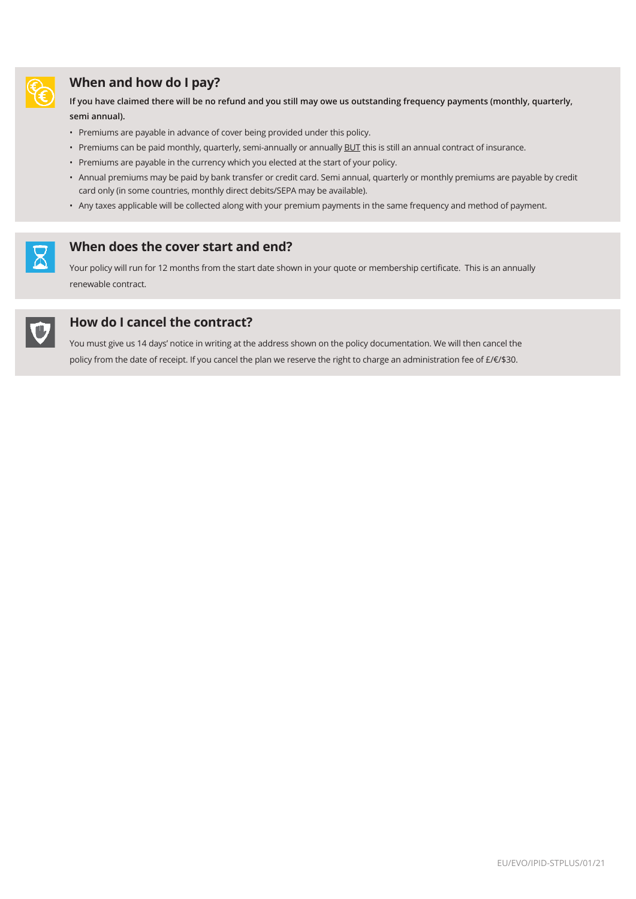## When and how do I pay?

**If you have claimed there will be no refund and you still may owe us outstanding frequency payments (monthly, quarterly, semi annual).**

- Premiums are payable in advance of cover being provided under this policy.
- Premiums can be paid monthly, quarterly, semi-annually or annually BUT this is still an annual contract of insurance.
- Premiums are payable in the currency which you elected at the start of your policy.
- Annual premiums may be paid by bank transfer or credit card. Semi annual, quarterly or monthly premiums are payable by credit card only (in some countries, monthly direct debits/SEPA may be available).
- Any taxes applicable will be collected along with your premium payments in the same frequency and method of payment.

## When does the cover start and end?

Your policy will run for 12 months from the start date shown in your quote or membership certificate. This is an annually renewable contract.

## How do I cancel the contract?

You must give us 14 days' notice in writing at the address shown on the policy documentation. We will then cancel the policy from the date of receipt. If you cancel the plan we reserve the right to charge an administration fee of £/€/$30.

EU/EVO/IPID-STPLUS/01/21